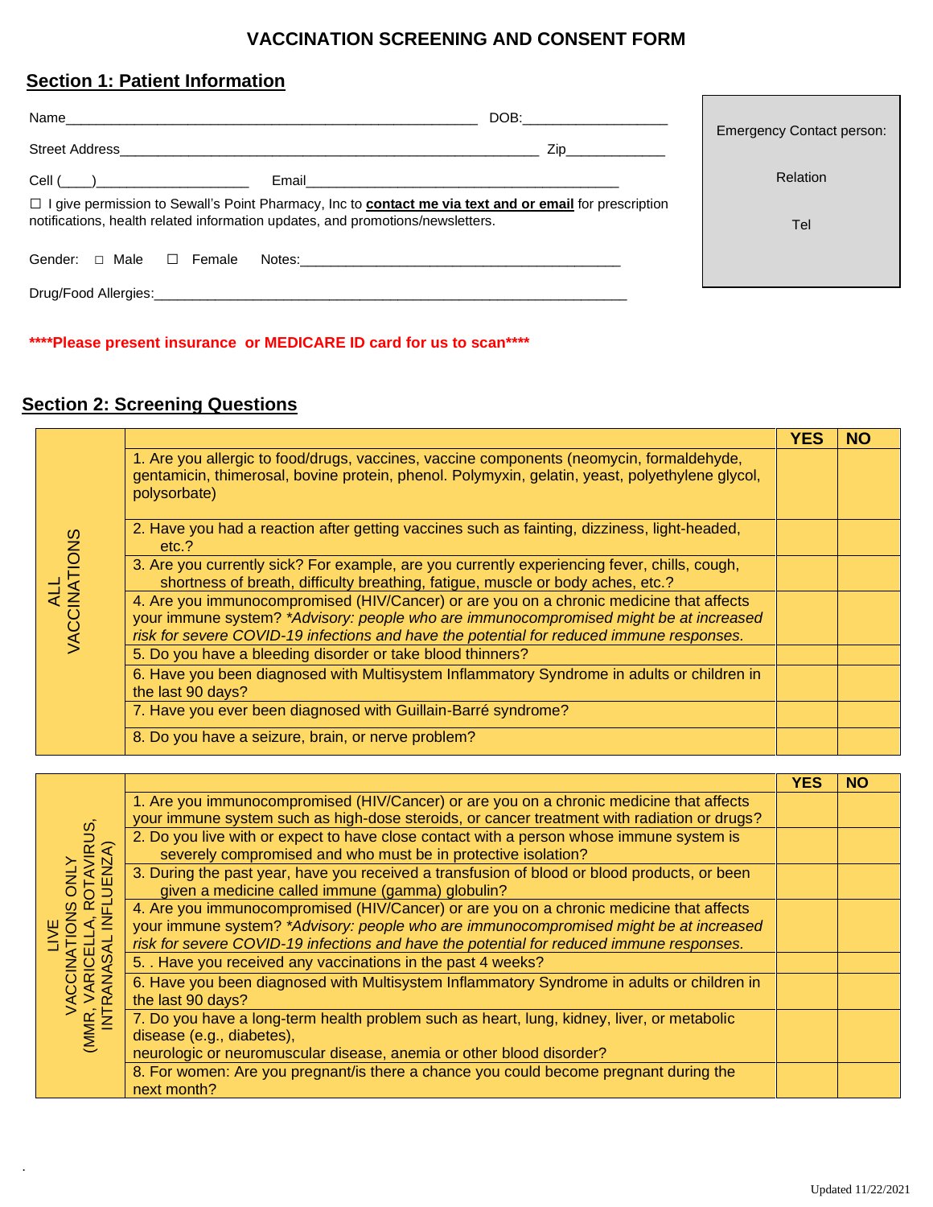# VACCINATION SCREENING AND CONSENT FORM

## Section 1: Patient Information

Name_______________________________________________________ DOB:___________________

Street Address_______________________________________________________ Zip_____________

Cell (____)____________________ Email_________________________________________

☐ I give permission to Sewall's Point Pharmacy, Inc to **contact me via text and or email** for prescription notifications, health related information updates, and promotions/newsletters.

Gender: ☐ Male ☐ Female Notes:__________________________________________

Drug/Food Allergies:_________________________________________________________________

Emergency Contact person:

Relation

Tel

****Please present insurance or MEDICARE ID card for us to scan****

## Section 2: Screening Questions

| ALL VACCINATIONS | | YES | NO |
|---|---|---|---|
| | 1. Are you allergic to food/drugs, vaccines, vaccine components (neomycin, formaldehyde, gentamicin, thimerosal, bovine protein, phenol. Polymyxin, gelatin, yeast, polyethylene glycol, polysorbate) | | |
| | 2. Have you had a reaction after getting vaccines such as fainting, dizziness, light-headed, etc.? | | |
| | 3. Are you currently sick? For example, are you currently experiencing fever, chills, cough, shortness of breath, difficulty breathing, fatigue, muscle or body aches, etc.? | | |
| | 4. Are you immunocompromised (HIV/Cancer) or are you on a chronic medicine that affects your immune system? *\*Advisory: people who are immunocompromised might be at increased risk for severe COVID-19 infections and have the potential for reduced immune responses.* | | |
| | 5. Do you have a bleeding disorder or take blood thinners? | | |
| | 6. Have you been diagnosed with Multisystem Inflammatory Syndrome in adults or children in the last 90 days? | | |
| | 7. Have you ever been diagnosed with Guillain-Barré syndrome? | | |
| | 8. Do you have a seizure, brain, or nerve problem? | | |

| LIVE VACCINATIONS ONLY (MMR, VARICELLA, ROTAVIRUS, INTRANASAL INFLUENZA) | | YES | NO |
|---|---|---|---|
| | 1. Are you immunocompromised (HIV/Cancer) or are you on a chronic medicine that affects your immune system such as high-dose steroids, or cancer treatment with radiation or drugs? | | |
| | 2. Do you live with or expect to have close contact with a person whose immune system is severely compromised and who must be in protective isolation? | | |
| | 3. During the past year, have you received a transfusion of blood or blood products, or been given a medicine called immune (gamma) globulin? | | |
| | 4. Are you immunocompromised (HIV/Cancer) or are you on a chronic medicine that affects your immune system? *\*Advisory: people who are immunocompromised might be at increased risk for severe COVID-19 infections and have the potential for reduced immune responses.* | | |
| | 5. . Have you received any vaccinations in the past 4 weeks? | | |
| | 6. Have you been diagnosed with Multisystem Inflammatory Syndrome in adults or children in the last 90 days? | | |
| | 7. Do you have a long-term health problem such as heart, lung, kidney, liver, or metabolic disease (e.g., diabetes), neurologic or neuromuscular disease, anemia or other blood disorder? | | |
| | 8. For women: Are you pregnant/is there a chance you could become pregnant during the next month? | | |

Updated 11/22/2021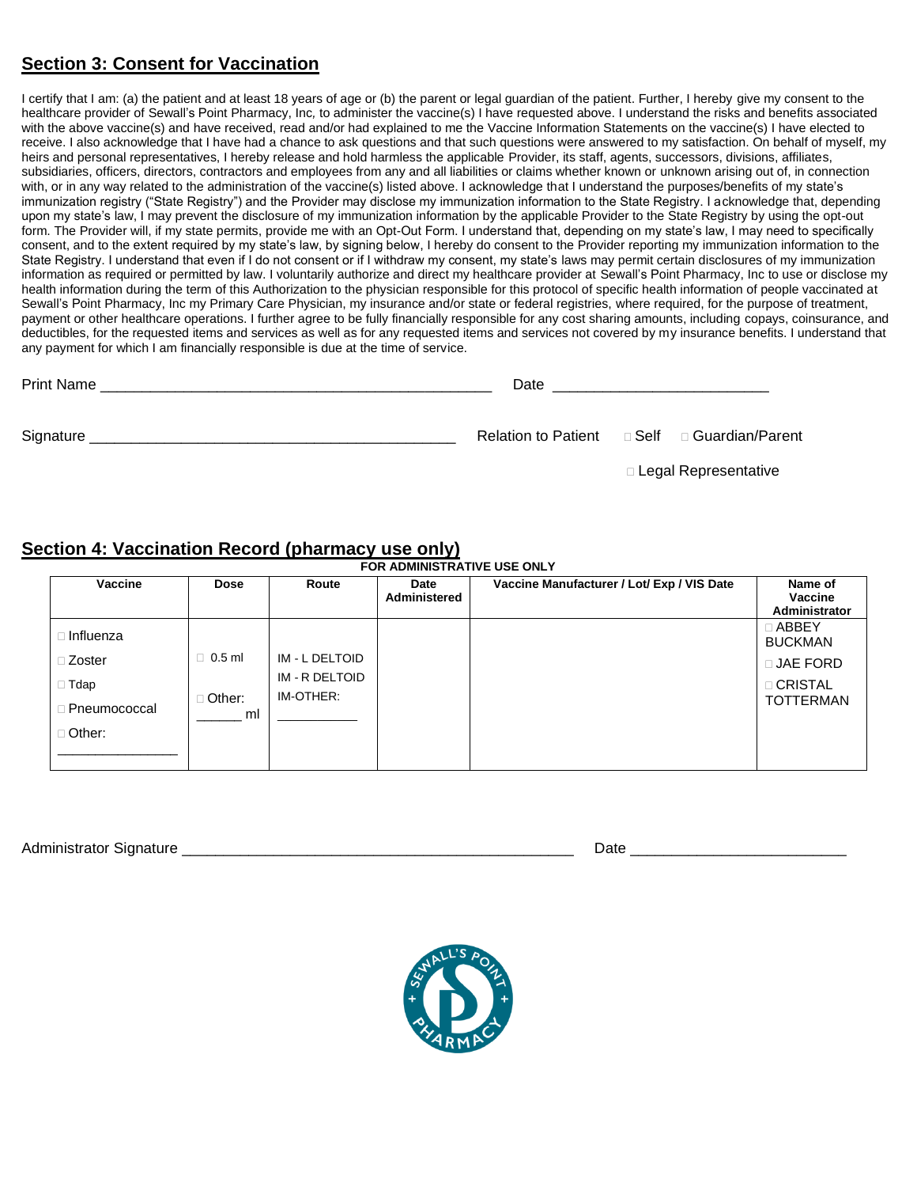## Section 3: Consent for Vaccination

I certify that I am: (a) the patient and at least 18 years of age or (b) the parent or legal guardian of the patient. Further, I hereby give my consent to the healthcare provider of Sewall's Point Pharmacy, Inc, to administer the vaccine(s) I have requested above. I understand the risks and benefits associated with the above vaccine(s) and have received, read and/or had explained to me the Vaccine Information Statements on the vaccine(s) I have elected to receive. I also acknowledge that I have had a chance to ask questions and that such questions were answered to my satisfaction. On behalf of myself, my heirs and personal representatives, I hereby release and hold harmless the applicable Provider, its staff, agents, successors, divisions, affiliates, subsidiaries, officers, directors, contractors and employees from any and all liabilities or claims whether known or unknown arising out of, in connection with, or in any way related to the administration of the vaccine(s) listed above. I acknowledge that I understand the purposes/benefits of my state's immunization registry ("State Registry") and the Provider may disclose my immunization information to the State Registry. I acknowledge that, depending upon my state's law, I may prevent the disclosure of my immunization information by the applicable Provider to the State Registry by using the opt-out form. The Provider will, if my state permits, provide me with an Opt-Out Form. I understand that, depending on my state's law, I may need to specifically consent, and to the extent required by my state's law, by signing below, I hereby do consent to the Provider reporting my immunization information to the State Registry. I understand that even if I do not consent or if I withdraw my consent, my state's laws may permit certain disclosures of my immunization information as required or permitted by law. I voluntarily authorize and direct my healthcare provider at Sewall's Point Pharmacy, Inc to use or disclose my health information during the term of this Authorization to the physician responsible for this protocol of specific health information of people vaccinated at Sewall's Point Pharmacy, Inc my Primary Care Physician, my insurance and/or state or federal registries, where required, for the purpose of treatment, payment or other healthcare operations. I further agree to be fully financially responsible for any cost sharing amounts, including copays, coinsurance, and deductibles, for the requested items and services as well as for any requested items and services not covered by my insurance benefits. I understand that any payment for which I am financially responsible is due at the time of service.

Print Name ________________________________________________ Date _________________________

Signature ____________________________________________ Relation to Patient ☐ Self ☐ Guardian/Parent ☐ Legal Representative

## Section 4: Vaccination Record (pharmacy use only)

**FOR ADMINISTRATIVE USE ONLY**

| Vaccine | Dose | Route | Date Administered | Vaccine Manufacturer / Lot/ Exp / VIS Date | Name of Vaccine Administrator |
|---|---|---|---|---|---|
| ☐ Influenza<br>☐ Zoster<br>☐ Tdap<br>☐ Pneumococcal<br>☐ Other: _______________ | ☐ 0.5 ml<br>☐ Other: ______ ml | IM - L DELTOID<br>IM - R DELTOID<br>IM-OTHER: ___________ | | | ☐ ABBEY BUCKMAN<br>☐ JAE FORD<br>☐ CRISTAL TOTTERMAN |

Administrator Signature ________________________________________________ Date _________________________